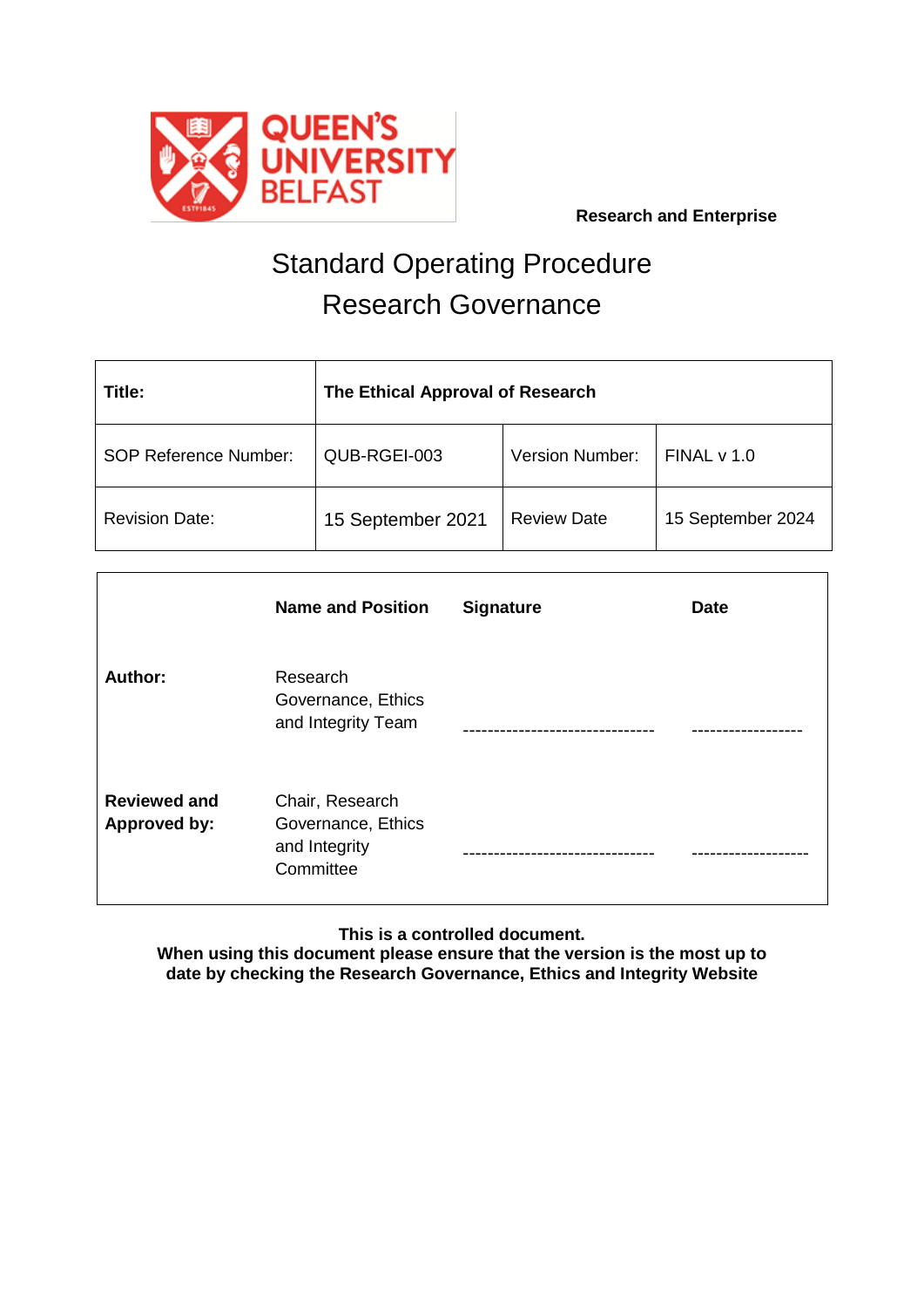**Research and Enterprise**

# Standard Operating Procedure
# Research Governance

| **Title:** | **The Ethical Approval of Research** | | |
|---|---|---|---|
| SOP Reference Number: | QUB-RGEI-003 | Version Number: | FINAL v 1.0 |
| Revision Date: | 15 September 2021 | Review Date | 15 September 2024 |

| | **Name and Position** | **Signature** | **Date** |
|---|---|---|---|
| **Author:** | Research Governance, Ethics and Integrity Team | ------------------------------- | ------------------ |
| **Reviewed and Approved by:** | Chair, Research Governance, Ethics and Integrity Committee | ------------------------------- | ------------------- |

**This is a controlled document.**
**When using this document please ensure that the version is the most up to date by checking the Research Governance, Ethics and Integrity Website**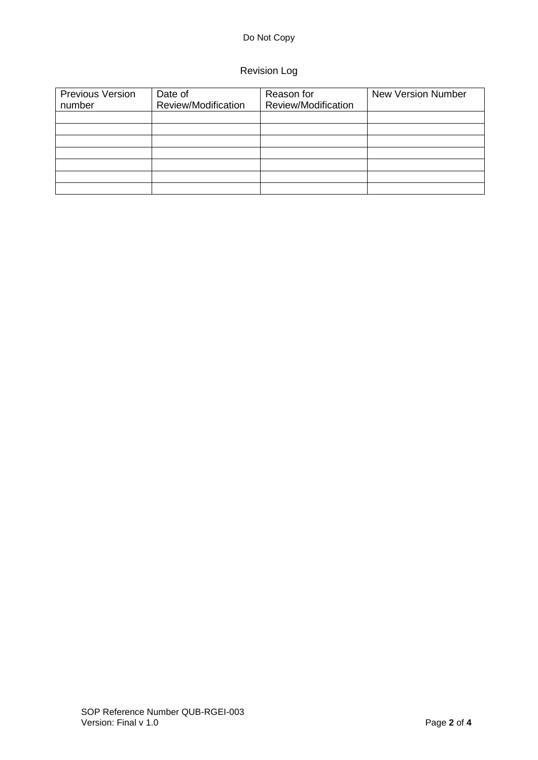Revision Log

| Previous Version number | Date of Review/Modification | Reason for Review/Modification | New Version Number |
|---|---|---|---|
| | | | |
| | | | |
| | | | |
| | | | |
| | | | |
| | | | |
| | | | |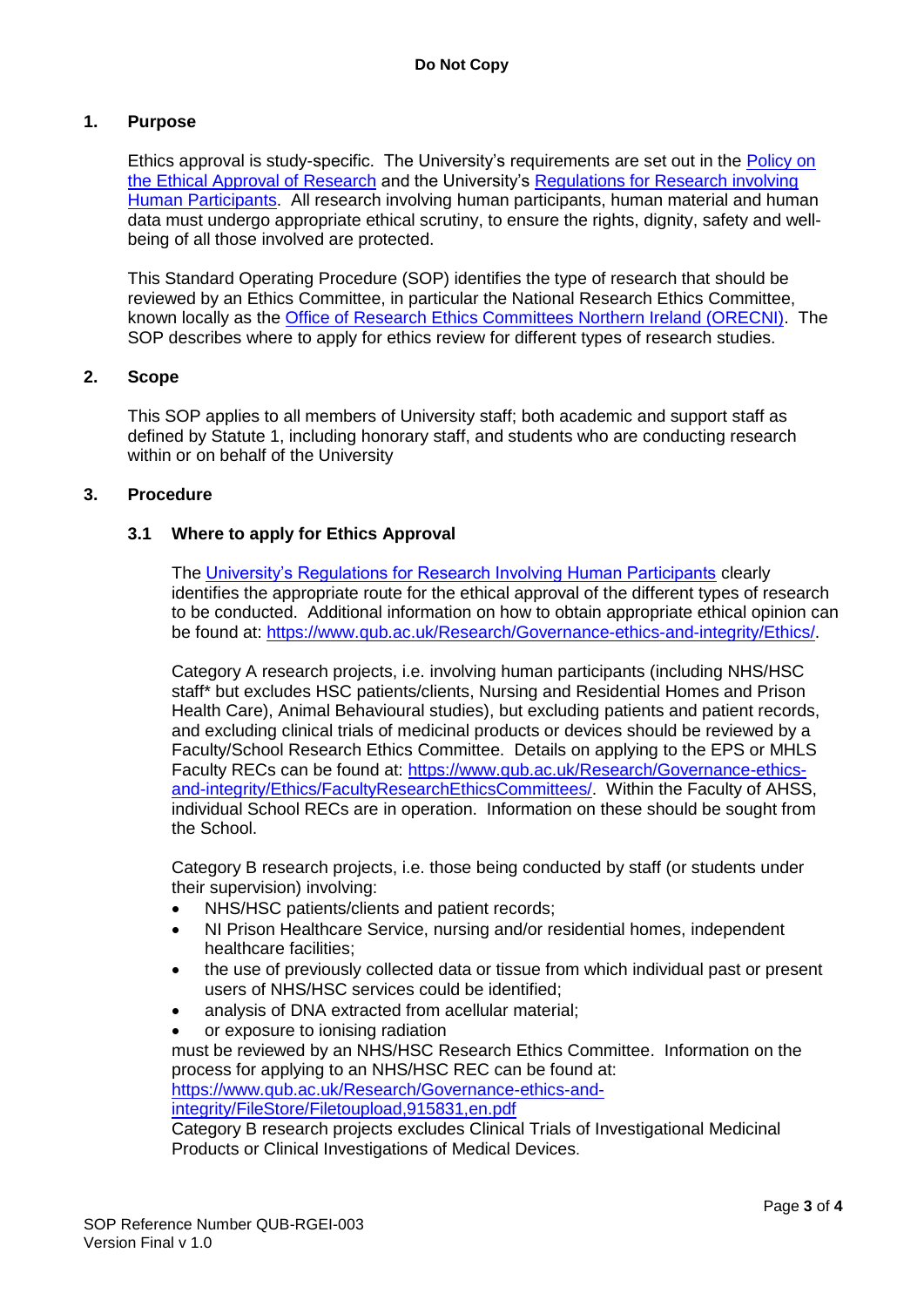## 1. Purpose

Ethics approval is study-specific. The University's requirements are set out in the [Policy on the Ethical Approval of Research] and the University's [Regulations for Research involving Human Participants]. All research involving human participants, human material and human data must undergo appropriate ethical scrutiny, to ensure the rights, dignity, safety and well-being of all those involved are protected.

This Standard Operating Procedure (SOP) identifies the type of research that should be reviewed by an Ethics Committee, in particular the National Research Ethics Committee, known locally as the [Office of Research Ethics Committees Northern Ireland (ORECNI)]. The SOP describes where to apply for ethics review for different types of research studies.

## 2. Scope

This SOP applies to all members of University staff; both academic and support staff as defined by Statute 1, including honorary staff, and students who are conducting research within or on behalf of the University

## 3. Procedure

### 3.1 Where to apply for Ethics Approval

The [University's Regulations for Research Involving Human Participants] clearly identifies the appropriate route for the ethical approval of the different types of research to be conducted. Additional information on how to obtain appropriate ethical opinion can be found at: https://www.qub.ac.uk/Research/Governance-ethics-and-integrity/Ethics/.

Category A research projects, i.e. involving human participants (including NHS/HSC staff* but excludes HSC patients/clients, Nursing and Residential Homes and Prison Health Care), Animal Behavioural studies), but excluding patients and patient records, and excluding clinical trials of medicinal products or devices should be reviewed by a Faculty/School Research Ethics Committee. Details on applying to the EPS or MHLS Faculty RECs can be found at: https://www.qub.ac.uk/Research/Governance-ethics-and-integrity/Ethics/FacultyResearchEthicsCommittees/. Within the Faculty of AHSS, individual School RECs are in operation. Information on these should be sought from the School.

Category B research projects, i.e. those being conducted by staff (or students under their supervision) involving:

- NHS/HSC patients/clients and patient records;
- NI Prison Healthcare Service, nursing and/or residential homes, independent healthcare facilities;
- the use of previously collected data or tissue from which individual past or present users of NHS/HSC services could be identified;
- analysis of DNA extracted from acellular material;
- or exposure to ionising radiation

must be reviewed by an NHS/HSC Research Ethics Committee. Information on the process for applying to an NHS/HSC REC can be found at: https://www.qub.ac.uk/Research/Governance-ethics-and-integrity/FileStore/Filetoupload,915831,en.pdf

Category B research projects excludes Clinical Trials of Investigational Medicinal Products or Clinical Investigations of Medical Devices.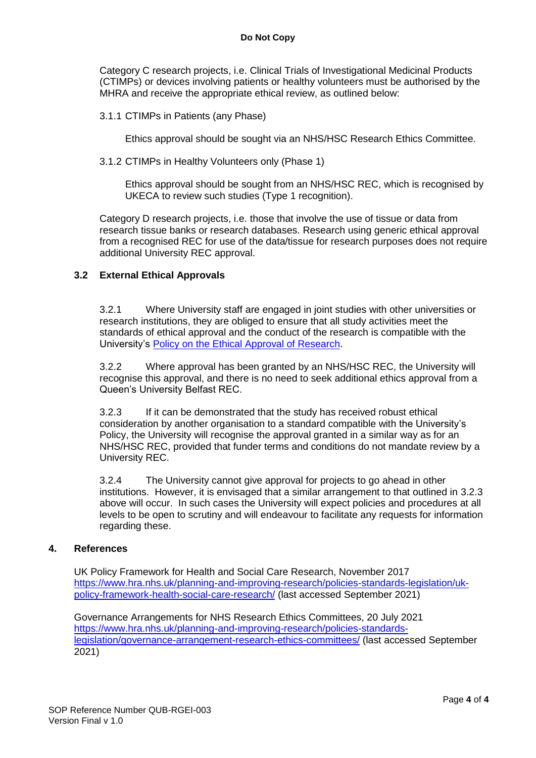Category C research projects, i.e. Clinical Trials of Investigational Medicinal Products (CTIMPs) or devices involving patients or healthy volunteers must be authorised by the MHRA and receive the appropriate ethical review, as outlined below:

3.1.1 CTIMPs in Patients (any Phase)

Ethics approval should be sought via an NHS/HSC Research Ethics Committee.

3.1.2 CTIMPs in Healthy Volunteers only (Phase 1)

Ethics approval should be sought from an NHS/HSC REC, which is recognised by UKECA to review such studies (Type 1 recognition).

Category D research projects, i.e. those that involve the use of tissue or data from research tissue banks or research databases. Research using generic ethical approval from a recognised REC for use of the data/tissue for research purposes does not require additional University REC approval.

### 3.2 External Ethical Approvals

3.2.1 Where University staff are engaged in joint studies with other universities or research institutions, they are obliged to ensure that all study activities meet the standards of ethical approval and the conduct of the research is compatible with the University's Policy on the Ethical Approval of Research.

3.2.2 Where approval has been granted by an NHS/HSC REC, the University will recognise this approval, and there is no need to seek additional ethics approval from a Queen's University Belfast REC.

3.2.3 If it can be demonstrated that the study has received robust ethical consideration by another organisation to a standard compatible with the University's Policy, the University will recognise the approval granted in a similar way as for an NHS/HSC REC, provided that funder terms and conditions do not mandate review by a University REC.

3.2.4 The University cannot give approval for projects to go ahead in other institutions. However, it is envisaged that a similar arrangement to that outlined in 3.2.3 above will occur. In such cases the University will expect policies and procedures at all levels to be open to scrutiny and will endeavour to facilitate any requests for information regarding these.

## 4. References

UK Policy Framework for Health and Social Care Research, November 2017
https://www.hra.nhs.uk/planning-and-improving-research/policies-standards-legislation/uk-policy-framework-health-social-care-research/ (last accessed September 2021)

Governance Arrangements for NHS Research Ethics Committees, 20 July 2021
https://www.hra.nhs.uk/planning-and-improving-research/policies-standards-legislation/governance-arrangement-research-ethics-committees/ (last accessed September 2021)